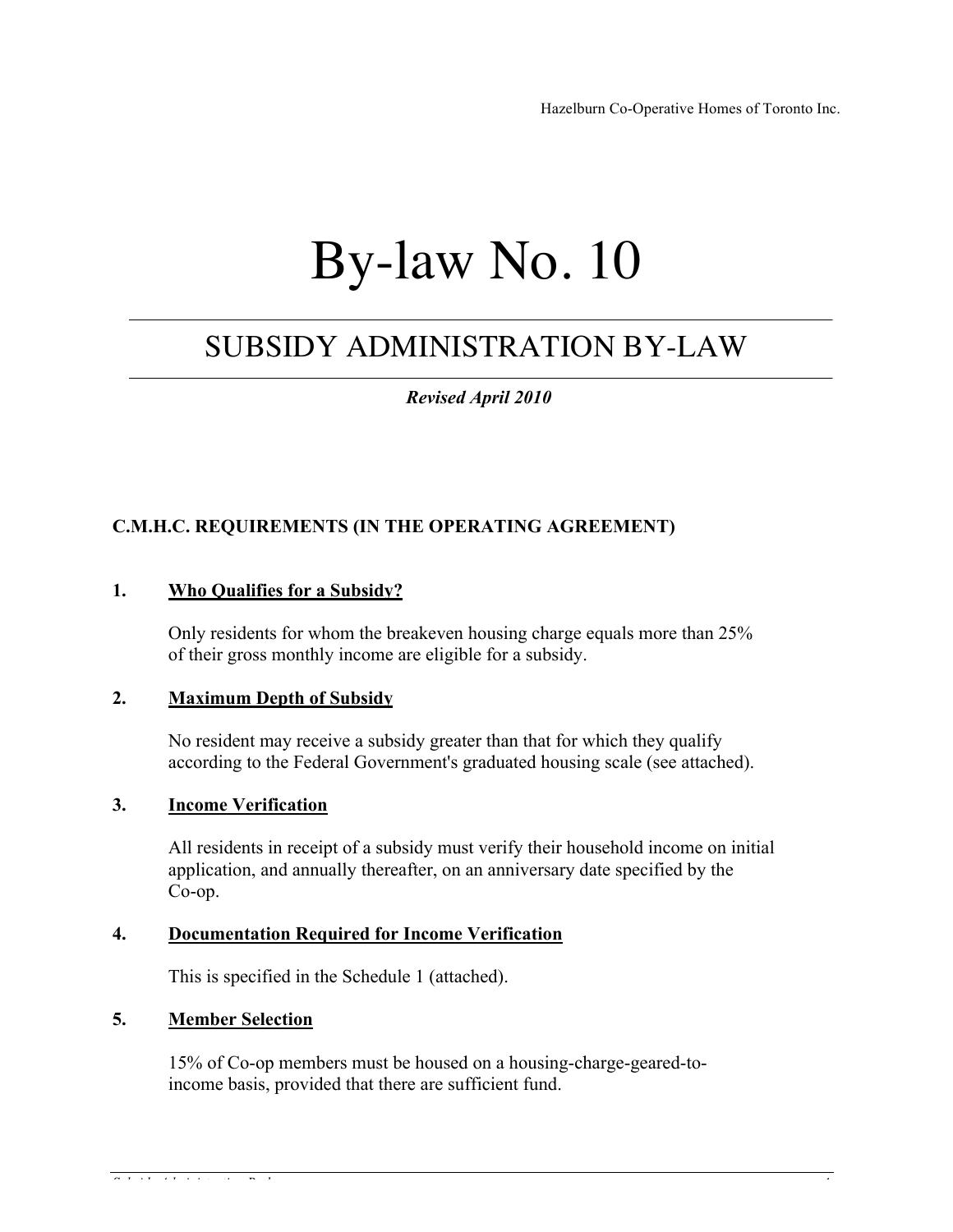# By-law No. 10

## SUBSIDY ADMINISTRATION BY-LAW

***Revised April 2010***

### C.M.H.C. REQUIREMENTS (IN THE OPERATING AGREEMENT)

**1. Who Qualifies for a Subsidy?**

Only residents for whom the breakeven housing charge equals more than 25% of their gross monthly income are eligible for a subsidy.

**2. Maximum Depth of Subsidy**

No resident may receive a subsidy greater than that for which they qualify according to the Federal Government's graduated housing scale (see attached).

**3. Income Verification**

All residents in receipt of a subsidy must verify their household income on initial application, and annually thereafter, on an anniversary date specified by the Co-op.

**4. Documentation Required for Income Verification**

This is specified in the Schedule 1 (attached).

**5. Member Selection**

15% of Co-op members must be housed on a housing-charge-geared-to-income basis, provided that there are sufficient fund.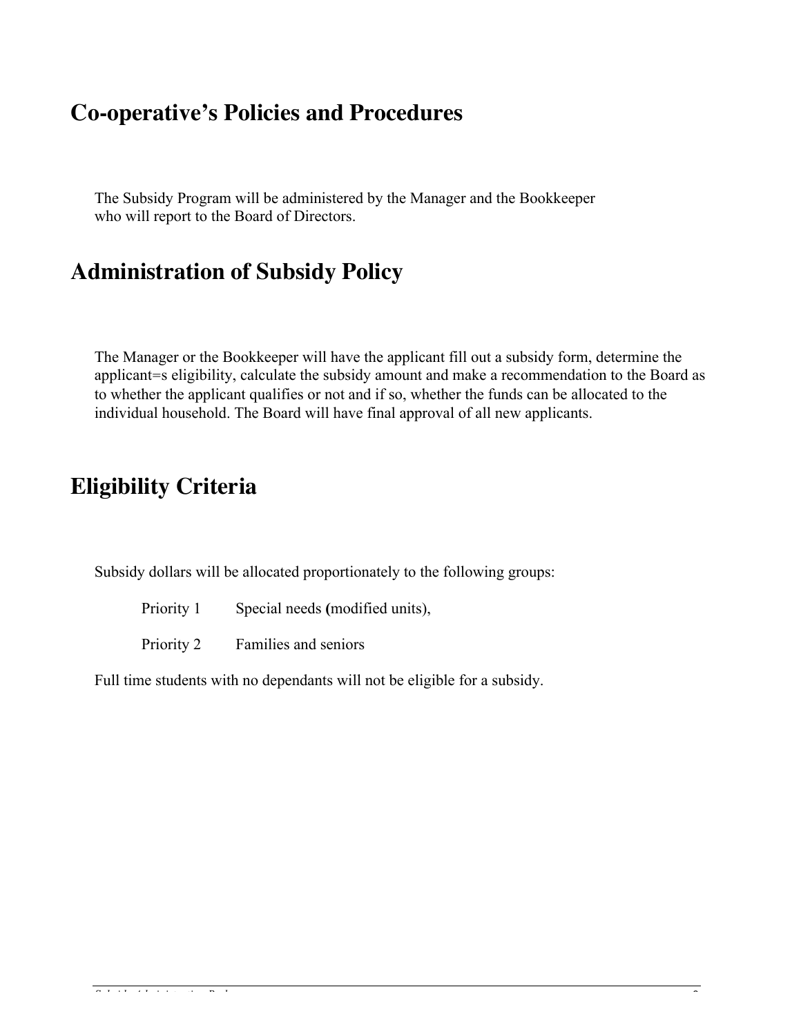## Co-operative's Policies and Procedures

The Subsidy Program will be administered by the Manager and the Bookkeeper who will report to the Board of Directors.

## Administration of Subsidy Policy

The Manager or the Bookkeeper will have the applicant fill out a subsidy form, determine the applicant=s eligibility, calculate the subsidy amount and make a recommendation to the Board as to whether the applicant qualifies or not and if so, whether the funds can be allocated to the individual household. The Board will have final approval of all new applicants.

## Eligibility Criteria

Subsidy dollars will be allocated proportionately to the following groups:

Priority 1 Special needs (modified units),

Priority 2 Families and seniors

Full time students with no dependants will not be eligible for a subsidy.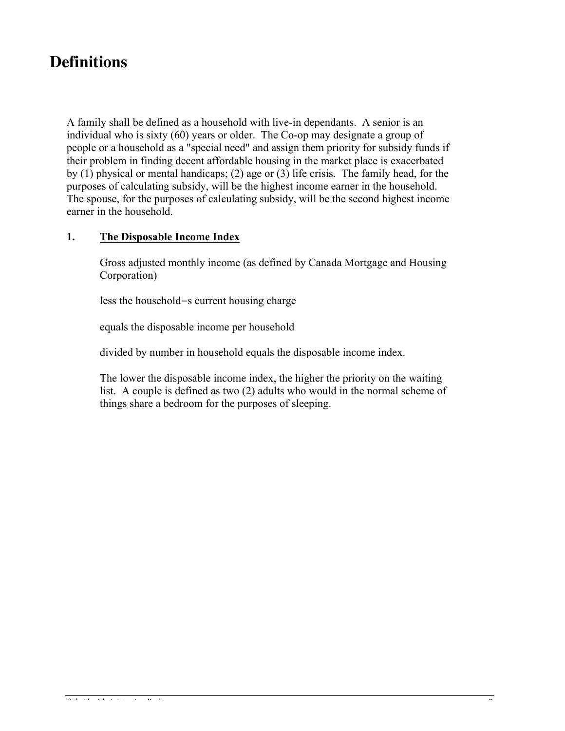# Definitions

A family shall be defined as a household with live-in dependants. A senior is an individual who is sixty (60) years or older. The Co-op may designate a group of people or a household as a "special need" and assign them priority for subsidy funds if their problem in finding decent affordable housing in the market place is exacerbated by (1) physical or mental handicaps; (2) age or (3) life crisis. The family head, for the purposes of calculating subsidy, will be the highest income earner in the household. The spouse, for the purposes of calculating subsidy, will be the second highest income earner in the household.

**1. <u>The Disposable Income Index</u>**

Gross adjusted monthly income (as defined by Canada Mortgage and Housing Corporation)

less the household=s current housing charge

equals the disposable income per household

divided by number in household equals the disposable income index.

The lower the disposable income index, the higher the priority on the waiting list. A couple is defined as two (2) adults who would in the normal scheme of things share a bedroom for the purposes of sleeping.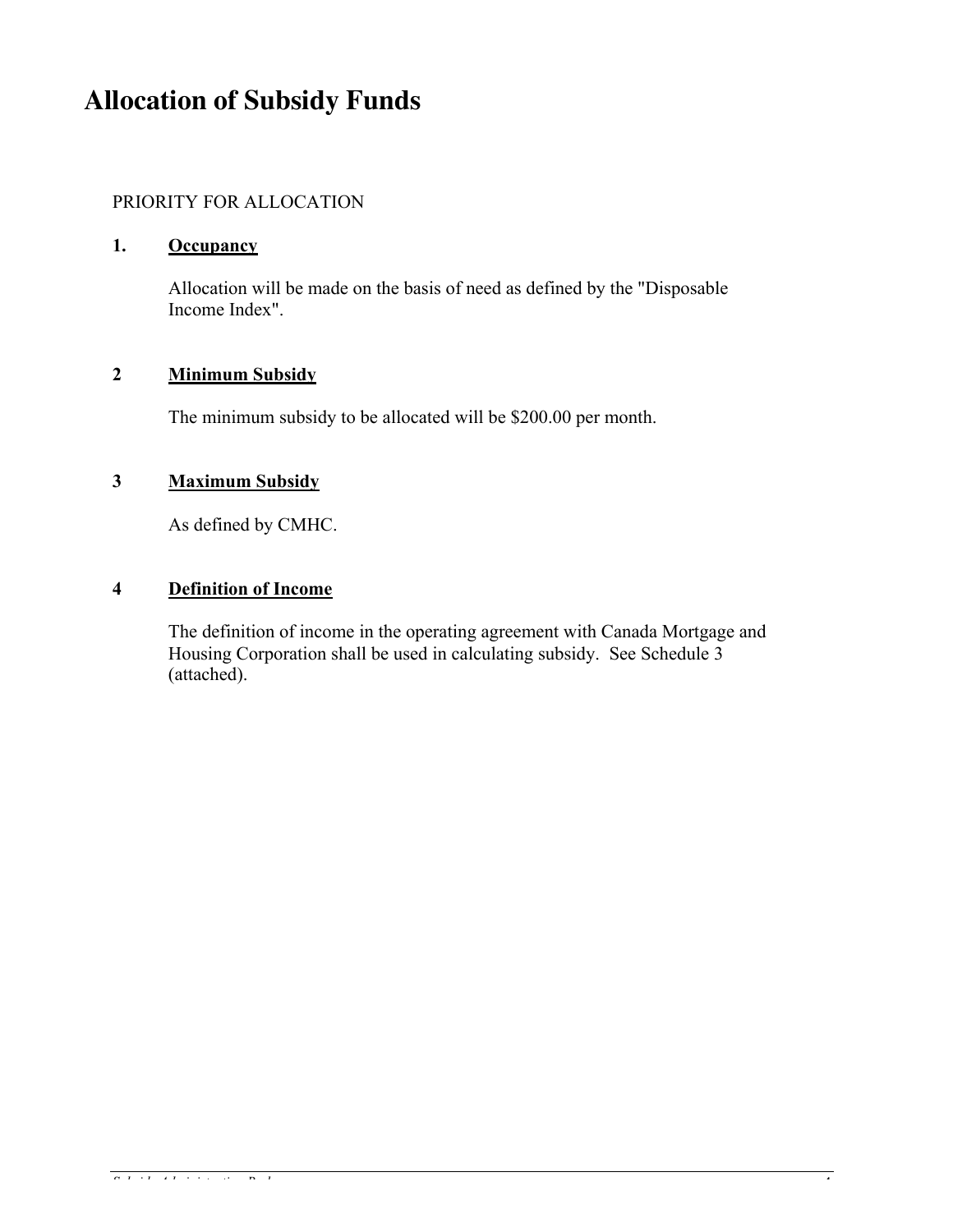# Allocation of Subsidy Funds

PRIORITY FOR ALLOCATION

**1. Occupancy**

Allocation will be made on the basis of need as defined by the "Disposable Income Index".

**2 Minimum Subsidy**

The minimum subsidy to be allocated will be $200.00 per month.

**3 Maximum Subsidy**

As defined by CMHC.

**4 Definition of Income**

The definition of income in the operating agreement with Canada Mortgage and Housing Corporation shall be used in calculating subsidy. See Schedule 3 (attached).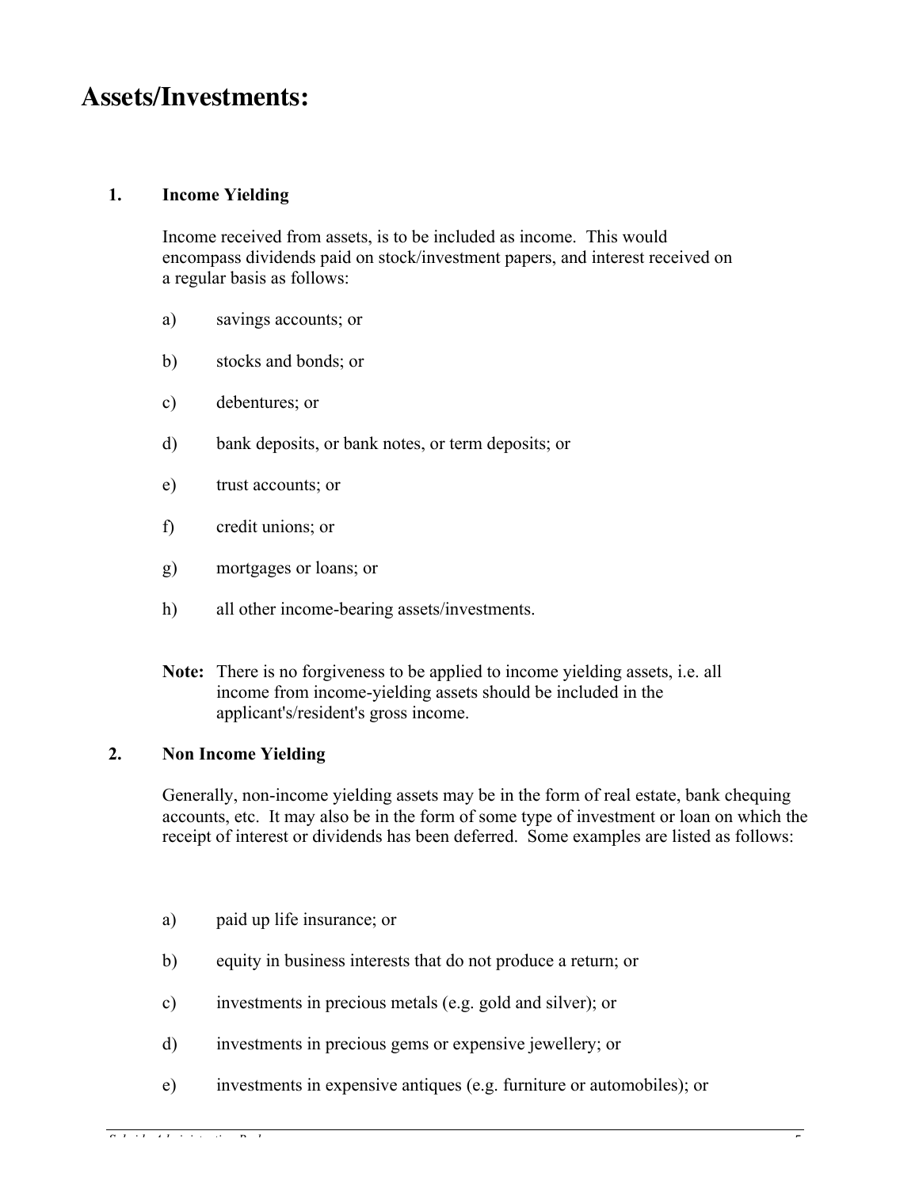# Assets/Investments:

## 1. Income Yielding

Income received from assets, is to be included as income. This would encompass dividends paid on stock/investment papers, and interest received on a regular basis as follows:

a) savings accounts; or

b) stocks and bonds; or

c) debentures; or

d) bank deposits, or bank notes, or term deposits; or

e) trust accounts; or

f) credit unions; or

g) mortgages or loans; or

h) all other income-bearing assets/investments.

**Note:** There is no forgiveness to be applied to income yielding assets, i.e. all income from income-yielding assets should be included in the applicant's/resident's gross income.

## 2. Non Income Yielding

Generally, non-income yielding assets may be in the form of real estate, bank chequing accounts, etc. It may also be in the form of some type of investment or loan on which the receipt of interest or dividends has been deferred. Some examples are listed as follows:

a) paid up life insurance; or

b) equity in business interests that do not produce a return; or

c) investments in precious metals (e.g. gold and silver); or

d) investments in precious gems or expensive jewellery; or

e) investments in expensive antiques (e.g. furniture or automobiles); or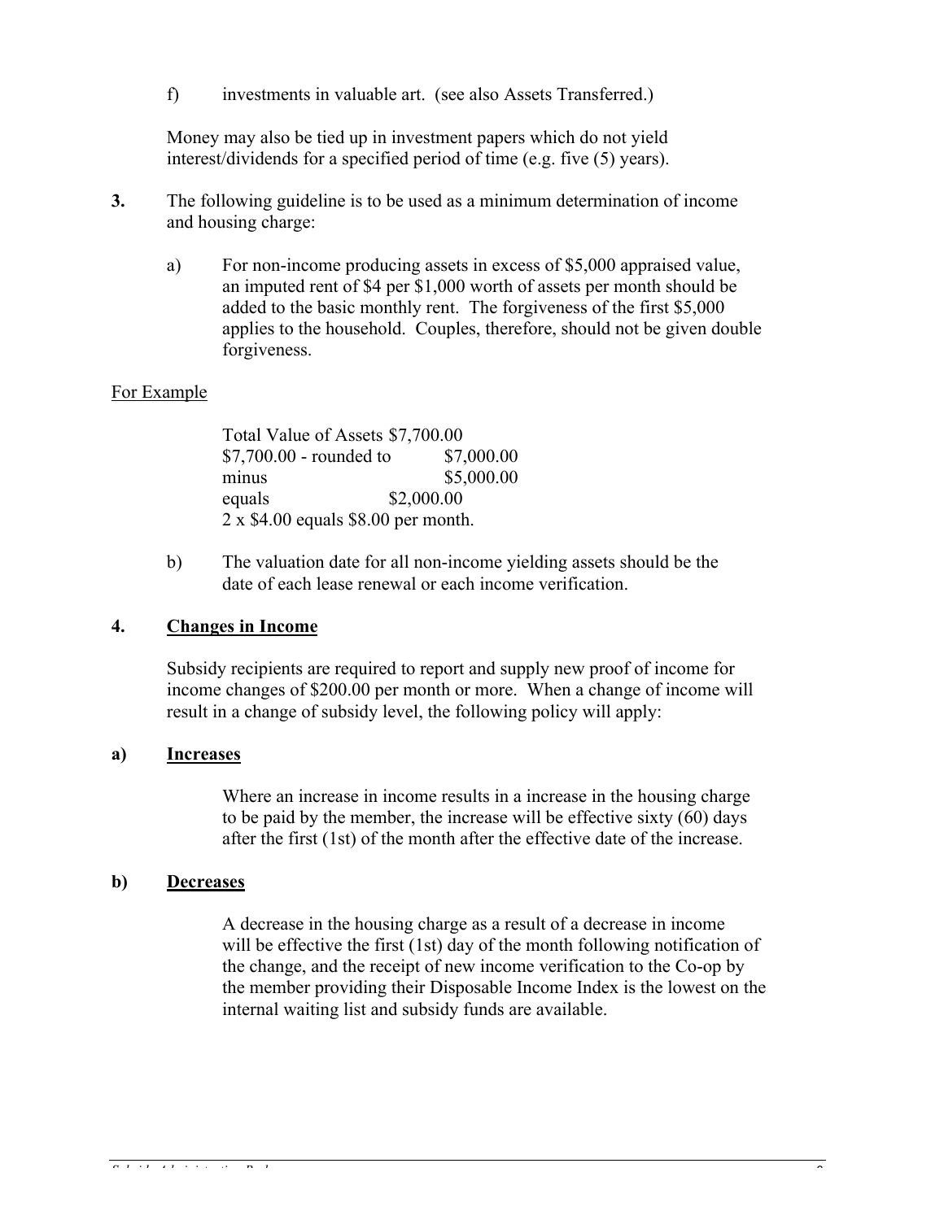f) investments in valuable art. (see also Assets Transferred.)

Money may also be tied up in investment papers which do not yield interest/dividends for a specified period of time (e.g. five (5) years).

**3.** The following guideline is to be used as a minimum determination of income and housing charge:

a) For non-income producing assets in excess of $5,000 appraised value, an imputed rent of $4 per $1,000 worth of assets per month should be added to the basic monthly rent. The forgiveness of the first $5,000 applies to the household. Couples, therefore, should not be given double forgiveness.

<u>For Example</u>

Total Value of Assets $7,700.00
$7,700.00 - rounded to $7,000.00
minus $5,000.00
equals $2,000.00
2 x $4.00 equals $8.00 per month.

b) The valuation date for all non-income yielding assets should be the date of each lease renewal or each income verification.

**4. <u>Changes in Income</u>**

Subsidy recipients are required to report and supply new proof of income for income changes of $200.00 per month or more. When a change of income will result in a change of subsidy level, the following policy will apply:

**a) <u>Increases</u>**

Where an increase in income results in a increase in the housing charge to be paid by the member, the increase will be effective sixty (60) days after the first (1st) of the month after the effective date of the increase.

**b) <u>Decreases</u>**

A decrease in the housing charge as a result of a decrease in income will be effective the first (1st) day of the month following notification of the change, and the receipt of new income verification to the Co-op by the member providing their Disposable Income Index is the lowest on the internal waiting list and subsidy funds are available.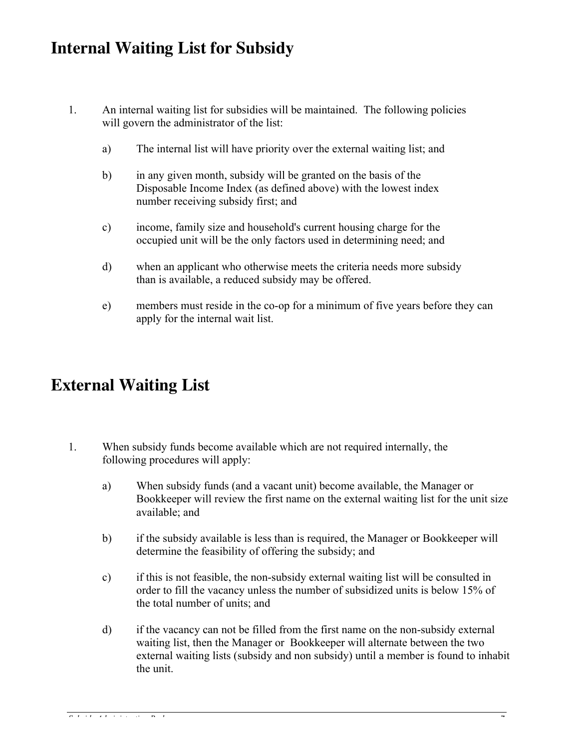# Internal Waiting List for Subsidy

1. An internal waiting list for subsidies will be maintained. The following policies will govern the administrator of the list:

   a) The internal list will have priority over the external waiting list; and

   b) in any given month, subsidy will be granted on the basis of the Disposable Income Index (as defined above) with the lowest index number receiving subsidy first; and

   c) income, family size and household's current housing charge for the occupied unit will be the only factors used in determining need; and

   d) when an applicant who otherwise meets the criteria needs more subsidy than is available, a reduced subsidy may be offered.

   e) members must reside in the co-op for a minimum of five years before they can apply for the internal wait list.

# External Waiting List

1. When subsidy funds become available which are not required internally, the following procedures will apply:

   a) When subsidy funds (and a vacant unit) become available, the Manager or Bookkeeper will review the first name on the external waiting list for the unit size available; and

   b) if the subsidy available is less than is required, the Manager or Bookkeeper will determine the feasibility of offering the subsidy; and

   c) if this is not feasible, the non-subsidy external waiting list will be consulted in order to fill the vacancy unless the number of subsidized units is below 15% of the total number of units; and

   d) if the vacancy can not be filled from the first name on the non-subsidy external waiting list, then the Manager or Bookkeeper will alternate between the two external waiting lists (subsidy and non subsidy) until a member is found to inhabit the unit.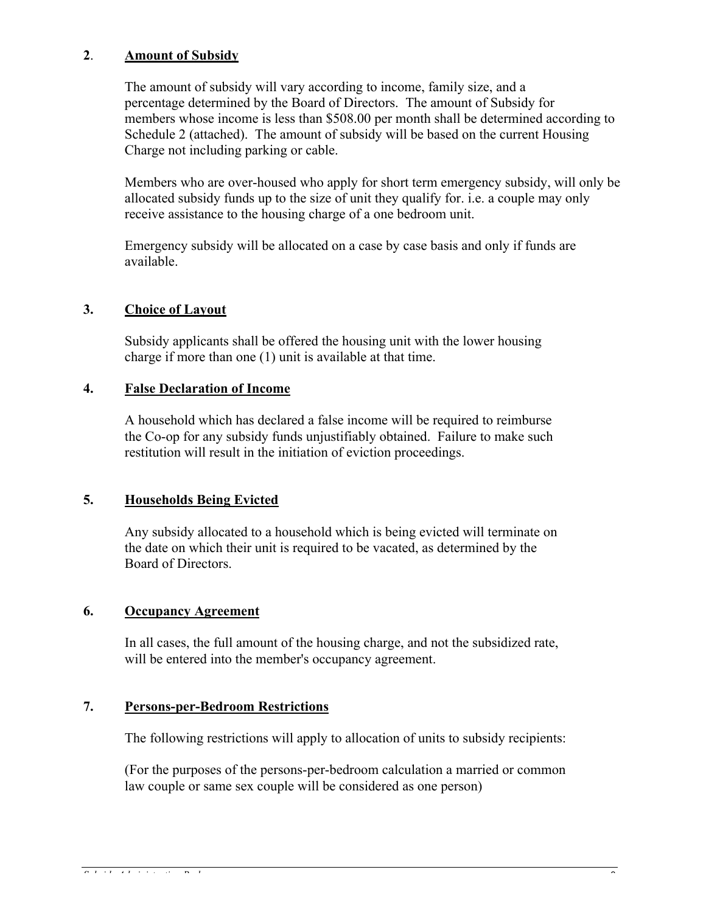## 2. Amount of Subsidy

The amount of subsidy will vary according to income, family size, and a percentage determined by the Board of Directors. The amount of Subsidy for members whose income is less than $508.00 per month shall be determined according to Schedule 2 (attached). The amount of subsidy will be based on the current Housing Charge not including parking or cable.

Members who are over-housed who apply for short term emergency subsidy, will only be allocated subsidy funds up to the size of unit they qualify for. i.e. a couple may only receive assistance to the housing charge of a one bedroom unit.

Emergency subsidy will be allocated on a case by case basis and only if funds are available.

## 3. Choice of Layout

Subsidy applicants shall be offered the housing unit with the lower housing charge if more than one (1) unit is available at that time.

## 4. False Declaration of Income

A household which has declared a false income will be required to reimburse the Co-op for any subsidy funds unjustifiably obtained. Failure to make such restitution will result in the initiation of eviction proceedings.

## 5. Households Being Evicted

Any subsidy allocated to a household which is being evicted will terminate on the date on which their unit is required to be vacated, as determined by the Board of Directors.

## 6. Occupancy Agreement

In all cases, the full amount of the housing charge, and not the subsidized rate, will be entered into the member's occupancy agreement.

## 7. Persons-per-Bedroom Restrictions

The following restrictions will apply to allocation of units to subsidy recipients:

(For the purposes of the persons-per-bedroom calculation a married or common law couple or same sex couple will be considered as one person)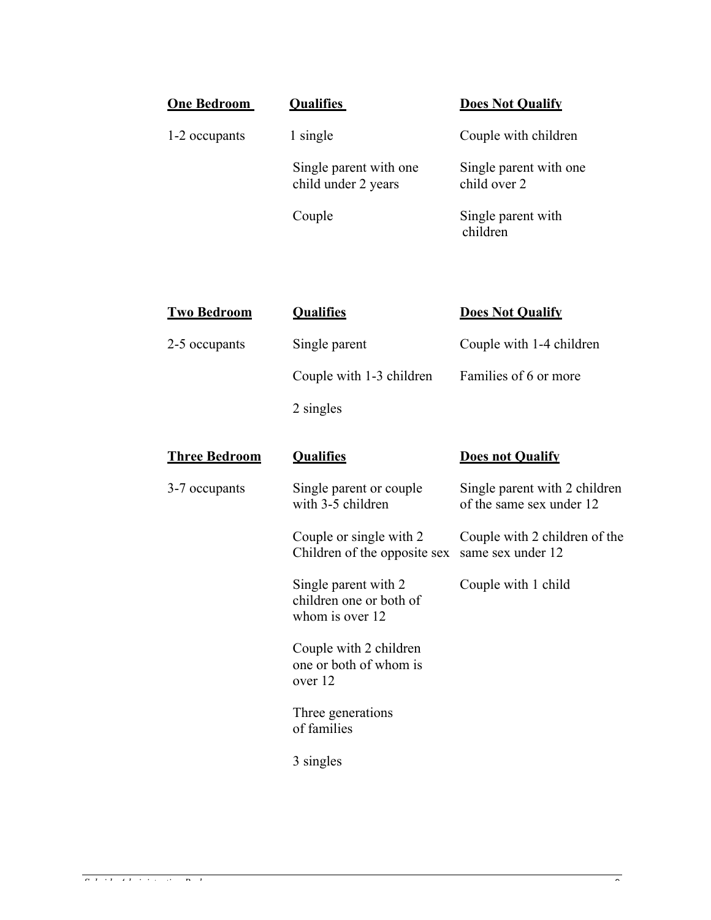| One Bedroom | Qualifies | Does Not Qualify |
|---|---|---|
| 1-2 occupants | 1 single | Couple with children |
| | Single parent with one child under 2 years | Single parent with one child over 2 |
| | Couple | Single parent with children |

| Two Bedroom | Qualifies | Does Not Qualify |
|---|---|---|
| 2-5 occupants | Single parent | Couple with 1-4 children |
| | Couple with 1-3 children | Families of 6 or more |
| | 2 singles | |

| Three Bedroom | Qualifies | Does not Qualify |
|---|---|---|
| 3-7 occupants | Single parent or couple with 3-5 children | Single parent with 2 children of the same sex under 12 |
| | Couple or single with 2 Children of the opposite sex | Couple with 2 children of the same sex under 12 |
| | Single parent with 2 children one or both of whom is over 12 | Couple with 1 child |
| | Couple with 2 children one or both of whom is over 12 | |
| | Three generations of families | |
| | 3 singles | |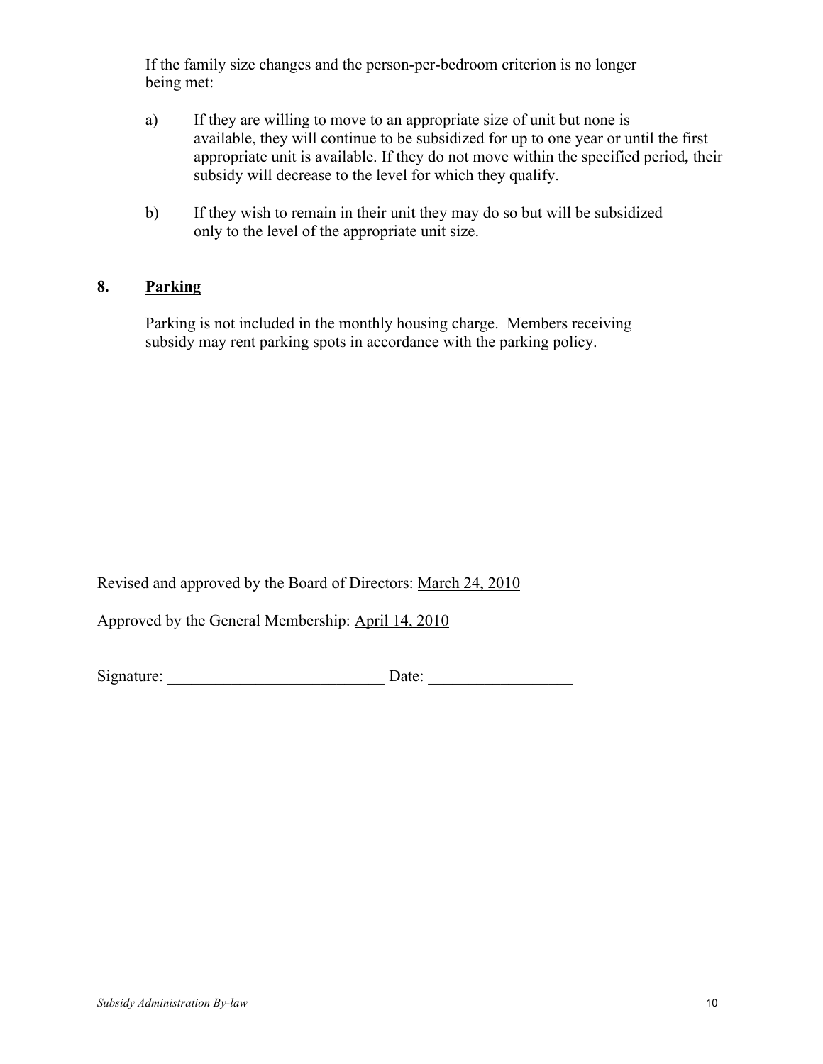If the family size changes and the person-per-bedroom criterion is no longer being met:

a) If they are willing to move to an appropriate size of unit but none is available, they will continue to be subsidized for up to one year or until the first appropriate unit is available. If they do not move within the specified period**,** their subsidy will decrease to the level for which they qualify.

b) If they wish to remain in their unit they may do so but will be subsidized only to the level of the appropriate unit size.

## 8. Parking

Parking is not included in the monthly housing charge. Members receiving subsidy may rent parking spots in accordance with the parking policy.

Revised and approved by the Board of Directors: March 24, 2010

Approved by the General Membership: April 14, 2010

Signature: ___________________________ Date: __________________